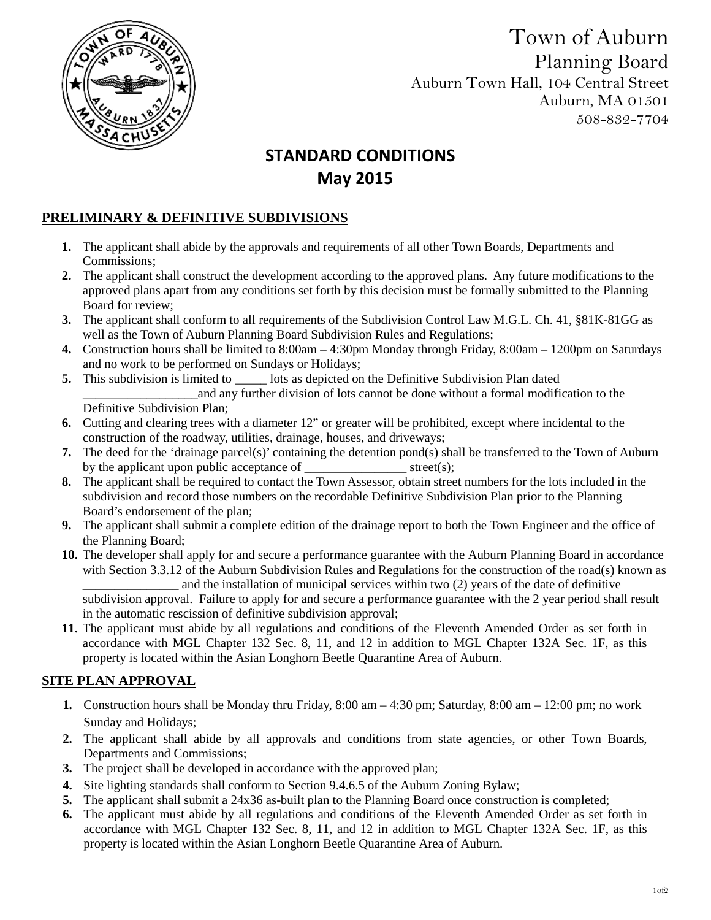Town of Auburn
Planning Board
Auburn Town Hall, 104 Central Street
Auburn, MA 01501
508-832-7704

# STANDARD CONDITIONS
# May 2015

## PRELIMINARY & DEFINITIVE SUBDIVISIONS

1. The applicant shall abide by the approvals and requirements of all other Town Boards, Departments and Commissions;
2. The applicant shall construct the development according to the approved plans. Any future modifications to the approved plans apart from any conditions set forth by this decision must be formally submitted to the Planning Board for review;
3. The applicant shall conform to all requirements of the Subdivision Control Law M.G.L. Ch. 41, §81K-81GG as well as the Town of Auburn Planning Board Subdivision Rules and Regulations;
4. Construction hours shall be limited to 8:00am – 4:30pm Monday through Friday, 8:00am – 1200pm on Saturdays and no work to be performed on Sundays or Holidays;
5. This subdivision is limited to _____ lots as depicted on the Definitive Subdivision Plan dated __________________and any further division of lots cannot be done without a formal modification to the Definitive Subdivision Plan;
6. Cutting and clearing trees with a diameter 12" or greater will be prohibited, except where incidental to the construction of the roadway, utilities, drainage, houses, and driveways;
7. The deed for the 'drainage parcel(s)' containing the detention pond(s) shall be transferred to the Town of Auburn by the applicant upon public acceptance of ________________ street(s);
8. The applicant shall be required to contact the Town Assessor, obtain street numbers for the lots included in the subdivision and record those numbers on the recordable Definitive Subdivision Plan prior to the Planning Board's endorsement of the plan;
9. The applicant shall submit a complete edition of the drainage report to both the Town Engineer and the office of the Planning Board;
10. The developer shall apply for and secure a performance guarantee with the Auburn Planning Board in accordance with Section 3.3.12 of the Auburn Subdivision Rules and Regulations for the construction of the road(s) known as _______________ and the installation of municipal services within two (2) years of the date of definitive subdivision approval. Failure to apply for and secure a performance guarantee with the 2 year period shall result in the automatic rescission of definitive subdivision approval;
11. The applicant must abide by all regulations and conditions of the Eleventh Amended Order as set forth in accordance with MGL Chapter 132 Sec. 8, 11, and 12 in addition to MGL Chapter 132A Sec. 1F, as this property is located within the Asian Longhorn Beetle Quarantine Area of Auburn.

## SITE PLAN APPROVAL

1. Construction hours shall be Monday thru Friday, 8:00 am – 4:30 pm; Saturday, 8:00 am – 12:00 pm; no work Sunday and Holidays;
2. The applicant shall abide by all approvals and conditions from state agencies, or other Town Boards, Departments and Commissions;
3. The project shall be developed in accordance with the approved plan;
4. Site lighting standards shall conform to Section 9.4.6.5 of the Auburn Zoning Bylaw;
5. The applicant shall submit a 24x36 as-built plan to the Planning Board once construction is completed;
6. The applicant must abide by all regulations and conditions of the Eleventh Amended Order as set forth in accordance with MGL Chapter 132 Sec. 8, 11, and 12 in addition to MGL Chapter 132A Sec. 1F, as this property is located within the Asian Longhorn Beetle Quarantine Area of Auburn.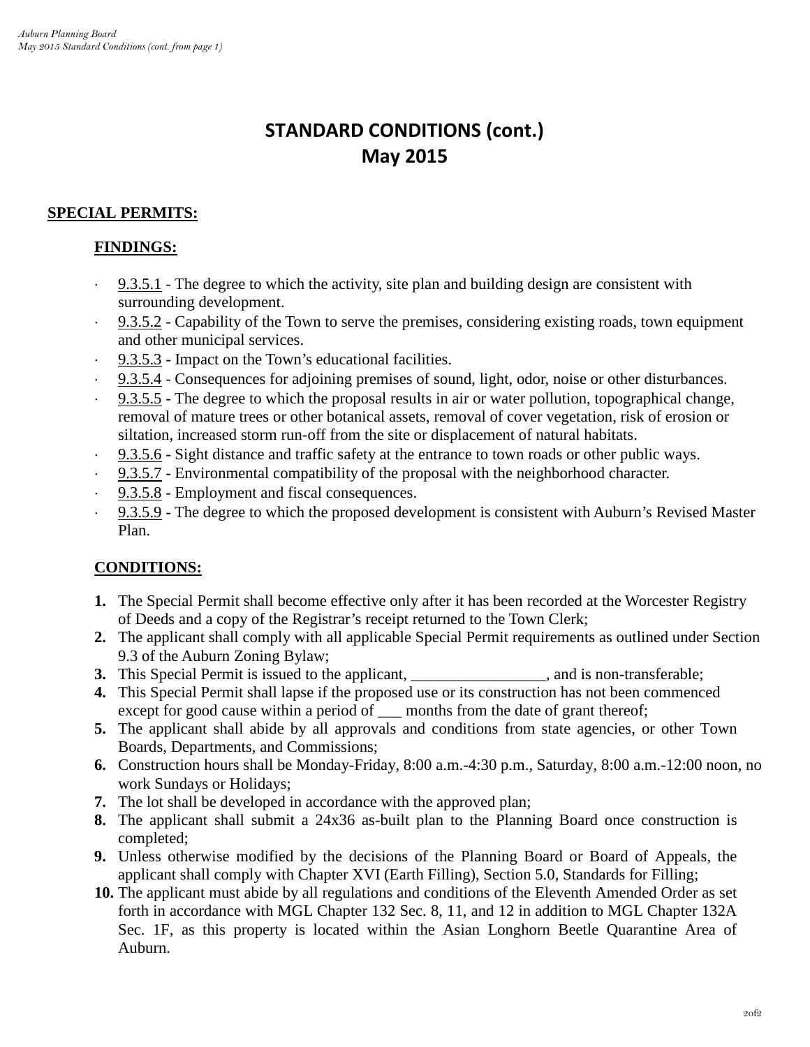# STANDARD CONDITIONS (cont.)
# May 2015

## SPECIAL PERMITS:

### FINDINGS:

- 9.3.5.1 - The degree to which the activity, site plan and building design are consistent with surrounding development.
- 9.3.5.2 - Capability of the Town to serve the premises, considering existing roads, town equipment and other municipal services.
- 9.3.5.3 - Impact on the Town's educational facilities.
- 9.3.5.4 - Consequences for adjoining premises of sound, light, odor, noise or other disturbances.
- 9.3.5.5 - The degree to which the proposal results in air or water pollution, topographical change, removal of mature trees or other botanical assets, removal of cover vegetation, risk of erosion or siltation, increased storm run-off from the site or displacement of natural habitats.
- 9.3.5.6 - Sight distance and traffic safety at the entrance to town roads or other public ways.
- 9.3.5.7 - Environmental compatibility of the proposal with the neighborhood character.
- 9.3.5.8 - Employment and fiscal consequences.
- 9.3.5.9 - The degree to which the proposed development is consistent with Auburn's Revised Master Plan.

### CONDITIONS:

1. The Special Permit shall become effective only after it has been recorded at the Worcester Registry of Deeds and a copy of the Registrar's receipt returned to the Town Clerk;
2. The applicant shall comply with all applicable Special Permit requirements as outlined under Section 9.3 of the Auburn Zoning Bylaw;
3. This Special Permit is issued to the applicant, _________________, and is non-transferable;
4. This Special Permit shall lapse if the proposed use or its construction has not been commenced except for good cause within a period of ___ months from the date of grant thereof;
5. The applicant shall abide by all approvals and conditions from state agencies, or other Town Boards, Departments, and Commissions;
6. Construction hours shall be Monday-Friday, 8:00 a.m.-4:30 p.m., Saturday, 8:00 a.m.-12:00 noon, no work Sundays or Holidays;
7. The lot shall be developed in accordance with the approved plan;
8. The applicant shall submit a 24x36 as-built plan to the Planning Board once construction is completed;
9. Unless otherwise modified by the decisions of the Planning Board or Board of Appeals, the applicant shall comply with Chapter XVI (Earth Filling), Section 5.0, Standards for Filling;
10. The applicant must abide by all regulations and conditions of the Eleventh Amended Order as set forth in accordance with MGL Chapter 132 Sec. 8, 11, and 12 in addition to MGL Chapter 132A Sec. 1F, as this property is located within the Asian Longhorn Beetle Quarantine Area of Auburn.